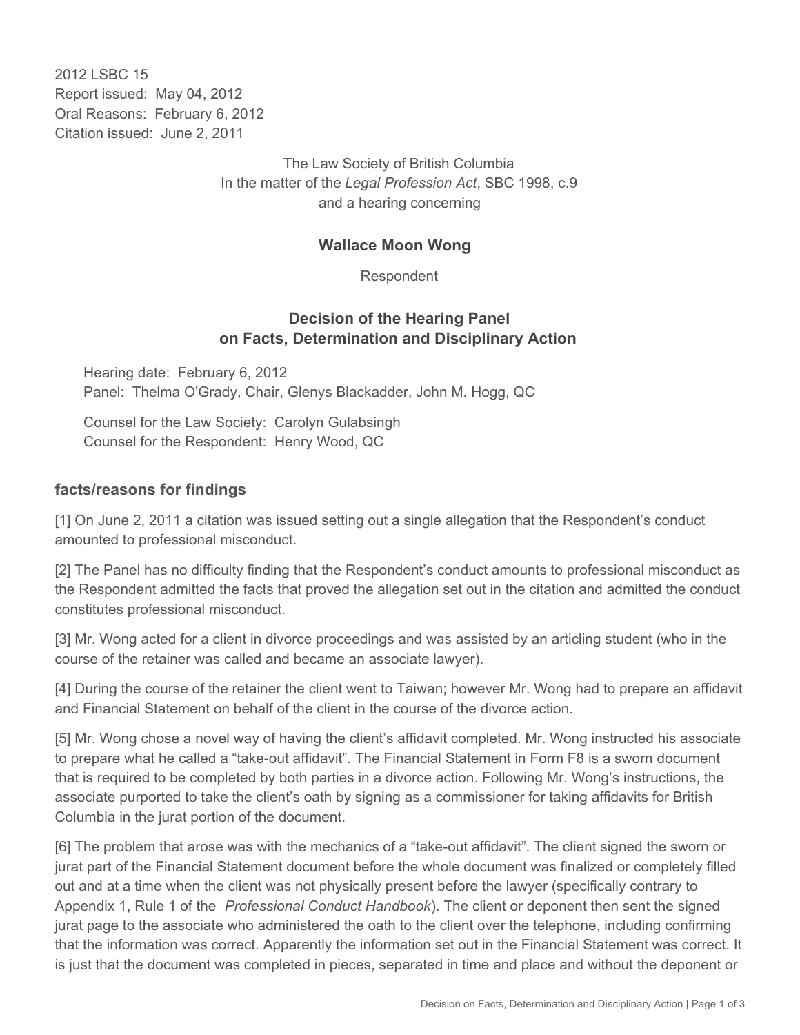2012 LSBC 15
Report issued: May 04, 2012
Oral Reasons: February 6, 2012
Citation issued: June 2, 2011

The Law Society of British Columbia
In the matter of the *Legal Profession Act*, SBC 1998, c.9
and a hearing concerning

**Wallace Moon Wong**

Respondent

## Decision of the Hearing Panel on Facts, Determination and Disciplinary Action

Hearing date: February 6, 2012
Panel: Thelma O'Grady, Chair, Glenys Blackadder, John M. Hogg, QC

Counsel for the Law Society: Carolyn Gulabsingh
Counsel for the Respondent: Henry Wood, QC

### facts/reasons for findings

[1] On June 2, 2011 a citation was issued setting out a single allegation that the Respondent's conduct amounted to professional misconduct.

[2] The Panel has no difficulty finding that the Respondent's conduct amounts to professional misconduct as the Respondent admitted the facts that proved the allegation set out in the citation and admitted the conduct constitutes professional misconduct.

[3] Mr. Wong acted for a client in divorce proceedings and was assisted by an articling student (who in the course of the retainer was called and became an associate lawyer).

[4] During the course of the retainer the client went to Taiwan; however Mr. Wong had to prepare an affidavit and Financial Statement on behalf of the client in the course of the divorce action.

[5] Mr. Wong chose a novel way of having the client's affidavit completed. Mr. Wong instructed his associate to prepare what he called a "take-out affidavit". The Financial Statement in Form F8 is a sworn document that is required to be completed by both parties in a divorce action. Following Mr. Wong's instructions, the associate purported to take the client's oath by signing as a commissioner for taking affidavits for British Columbia in the jurat portion of the document.

[6] The problem that arose was with the mechanics of a "take-out affidavit". The client signed the sworn or jurat part of the Financial Statement document before the whole document was finalized or completely filled out and at a time when the client was not physically present before the lawyer (specifically contrary to Appendix 1, Rule 1 of the *Professional Conduct Handbook*). The client or deponent then sent the signed jurat page to the associate who administered the oath to the client over the telephone, including confirming that the information was correct. Apparently the information set out in the Financial Statement was correct. It is just that the document was completed in pieces, separated in time and place and without the deponent or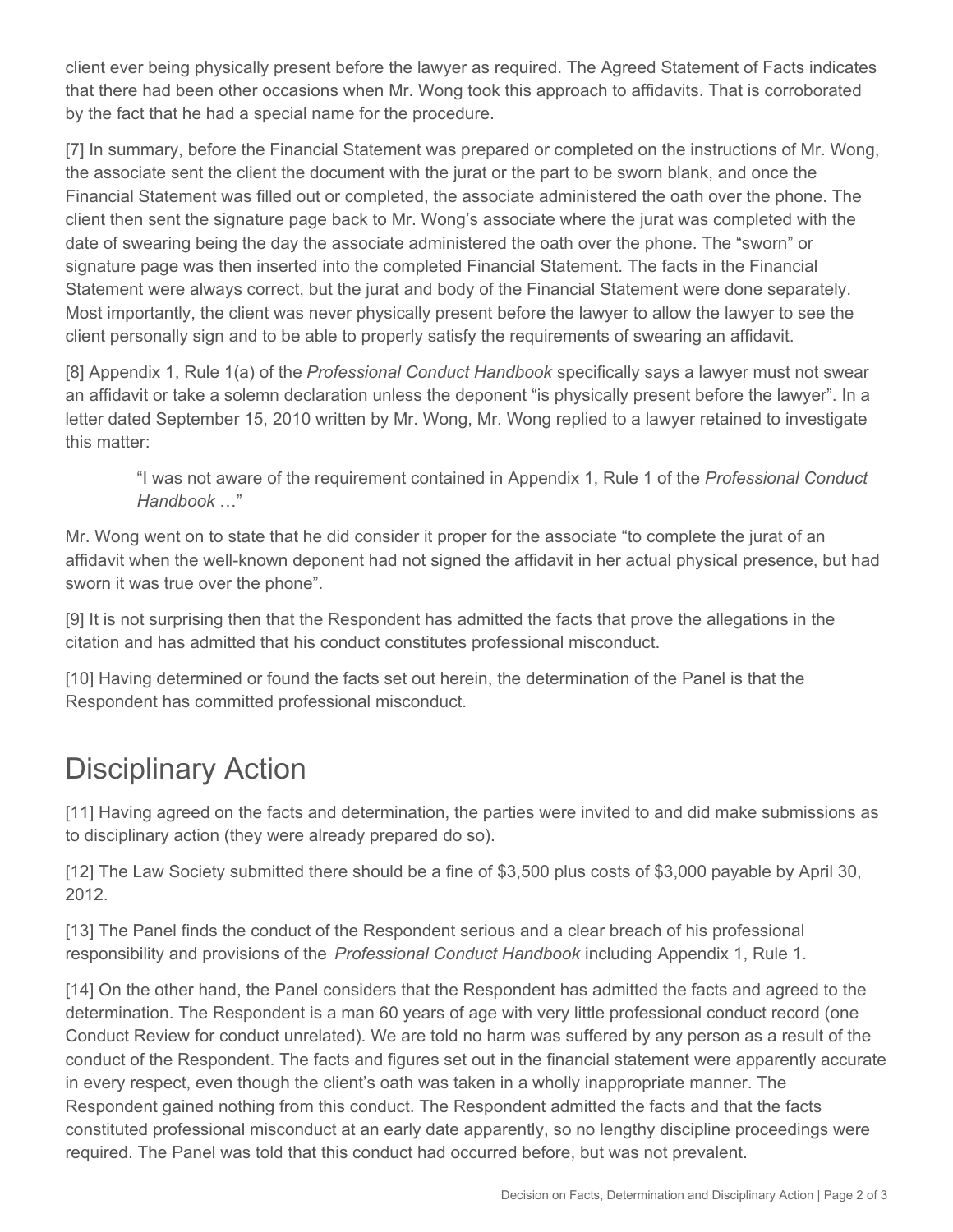client ever being physically present before the lawyer as required. The Agreed Statement of Facts indicates that there had been other occasions when Mr. Wong took this approach to affidavits. That is corroborated by the fact that he had a special name for the procedure.

[7] In summary, before the Financial Statement was prepared or completed on the instructions of Mr. Wong, the associate sent the client the document with the jurat or the part to be sworn blank, and once the Financial Statement was filled out or completed, the associate administered the oath over the phone. The client then sent the signature page back to Mr. Wong's associate where the jurat was completed with the date of swearing being the day the associate administered the oath over the phone. The "sworn" or signature page was then inserted into the completed Financial Statement. The facts in the Financial Statement were always correct, but the jurat and body of the Financial Statement were done separately. Most importantly, the client was never physically present before the lawyer to allow the lawyer to see the client personally sign and to be able to properly satisfy the requirements of swearing an affidavit.

[8] Appendix 1, Rule 1(a) of the *Professional Conduct Handbook* specifically says a lawyer must not swear an affidavit or take a solemn declaration unless the deponent "is physically present before the lawyer". In a letter dated September 15, 2010 written by Mr. Wong, Mr. Wong replied to a lawyer retained to investigate this matter:

> "I was not aware of the requirement contained in Appendix 1, Rule 1 of the *Professional Conduct Handbook* …"

Mr. Wong went on to state that he did consider it proper for the associate "to complete the jurat of an affidavit when the well-known deponent had not signed the affidavit in her actual physical presence, but had sworn it was true over the phone".

[9] It is not surprising then that the Respondent has admitted the facts that prove the allegations in the citation and has admitted that his conduct constitutes professional misconduct.

[10] Having determined or found the facts set out herein, the determination of the Panel is that the Respondent has committed professional misconduct.

# Disciplinary Action

[11] Having agreed on the facts and determination, the parties were invited to and did make submissions as to disciplinary action (they were already prepared do so).

[12] The Law Society submitted there should be a fine of $3,500 plus costs of $3,000 payable by April 30, 2012.

[13] The Panel finds the conduct of the Respondent serious and a clear breach of his professional responsibility and provisions of the *Professional Conduct Handbook* including Appendix 1, Rule 1.

[14] On the other hand, the Panel considers that the Respondent has admitted the facts and agreed to the determination. The Respondent is a man 60 years of age with very little professional conduct record (one Conduct Review for conduct unrelated). We are told no harm was suffered by any person as a result of the conduct of the Respondent. The facts and figures set out in the financial statement were apparently accurate in every respect, even though the client's oath was taken in a wholly inappropriate manner. The Respondent gained nothing from this conduct. The Respondent admitted the facts and that the facts constituted professional misconduct at an early date apparently, so no lengthy discipline proceedings were required. The Panel was told that this conduct had occurred before, but was not prevalent.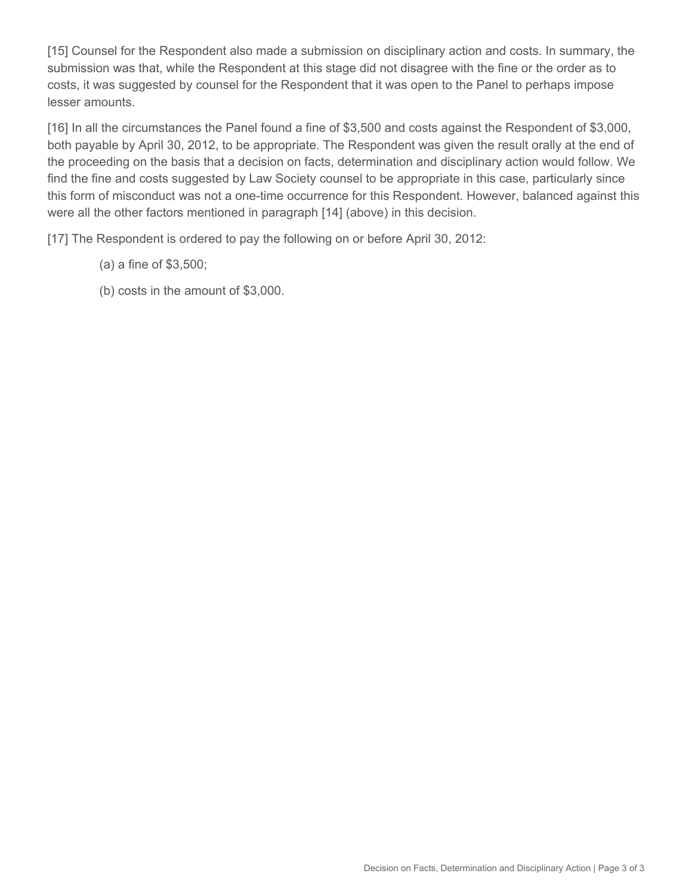[15] Counsel for the Respondent also made a submission on disciplinary action and costs. In summary, the submission was that, while the Respondent at this stage did not disagree with the fine or the order as to costs, it was suggested by counsel for the Respondent that it was open to the Panel to perhaps impose lesser amounts.

[16] In all the circumstances the Panel found a fine of $3,500 and costs against the Respondent of $3,000, both payable by April 30, 2012, to be appropriate. The Respondent was given the result orally at the end of the proceeding on the basis that a decision on facts, determination and disciplinary action would follow. We find the fine and costs suggested by Law Society counsel to be appropriate in this case, particularly since this form of misconduct was not a one-time occurrence for this Respondent. However, balanced against this were all the other factors mentioned in paragraph [14] (above) in this decision.

[17] The Respondent is ordered to pay the following on or before April 30, 2012:

(a) a fine of $3,500;

(b) costs in the amount of $3,000.